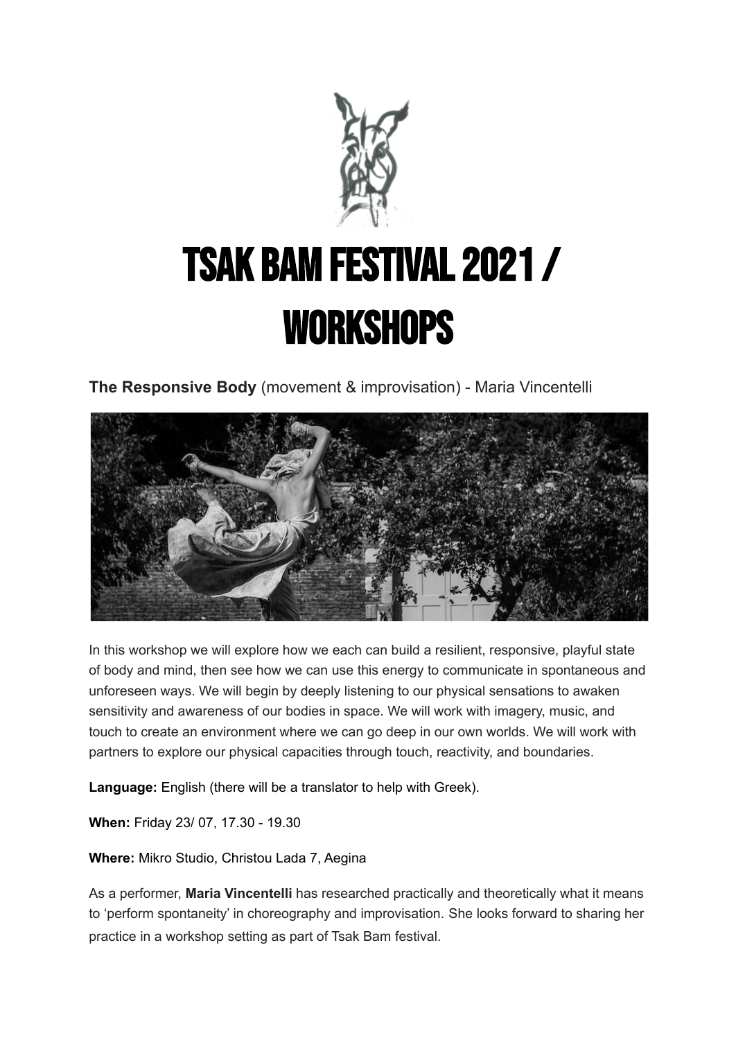# TSAK BAM FESTIVAL 2021 / WORKSHOPS

**The Responsive Body** (movement & improvisation) - Maria Vincentelli

In this workshop we will explore how we each can build a resilient, responsive, playful state of body and mind, then see how we can use this energy to communicate in spontaneous and unforeseen ways. We will begin by deeply listening to our physical sensations to awaken sensitivity and awareness of our bodies in space. We will work with imagery, music, and touch to create an environment where we can go deep in our own worlds. We will work with partners to explore our physical capacities through touch, reactivity, and boundaries.

**Language:** English (there will be a translator to help with Greek).

**When:** Friday 23/ 07, 17.30 - 19.30

**Where:** Mikro Studio, Christou Lada 7, Aegina

As a performer, **Maria Vincentelli** has researched practically and theoretically what it means to 'perform spontaneity' in choreography and improvisation. She looks forward to sharing her practice in a workshop setting as part of Tsak Bam festival.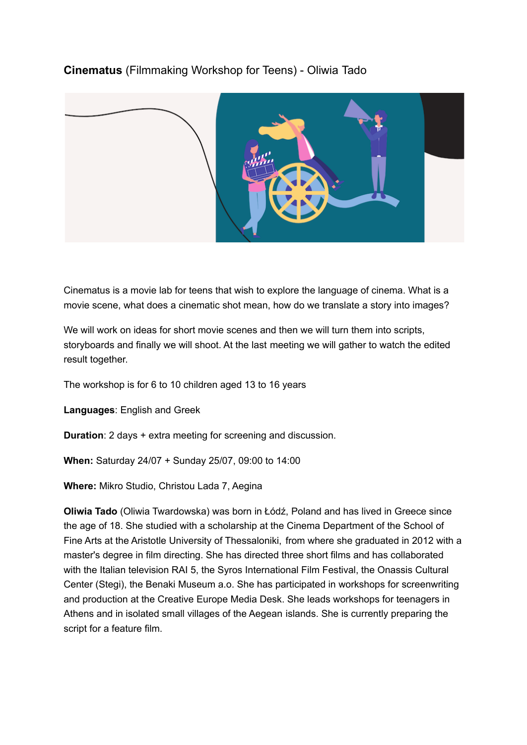**Cinematus** (Filmmaking Workshop for Teens) - Oliwia Tado

Cinematus is a movie lab for teens that wish to explore the language of cinema. What is a movie scene, what does a cinematic shot mean, how do we translate a story into images?

We will work on ideas for short movie scenes and then we will turn them into scripts, storyboards and finally we will shoot. At the last meeting we will gather to watch the edited result together.

The workshop is for 6 to 10 children aged 13 to 16 years

**Languages**: English and Greek

**Duration**: 2 days + extra meeting for screening and discussion.

**When:** Saturday 24/07 + Sunday 25/07, 09:00 to 14:00

**Where:** Mikro Studio, Christou Lada 7, Aegina

**Oliwia Tado** (Oliwia Twardowska) was born in Łódź, Poland and has lived in Greece since the age of 18. She studied with a scholarship at the Cinema Department of the School of Fine Arts at the Aristotle University of Thessaloniki, from where she graduated in 2012 with a master's degree in film directing. She has directed three short films and has collaborated with the Italian television RAI 5, the Syros International Film Festival, the Onassis Cultural Center (Stegi), the Benaki Museum a.o. She has participated in workshops for screenwriting and production at the Creative Europe Media Desk. She leads workshops for teenagers in Athens and in isolated small villages of the Aegean islands. She is currently preparing the script for a feature film.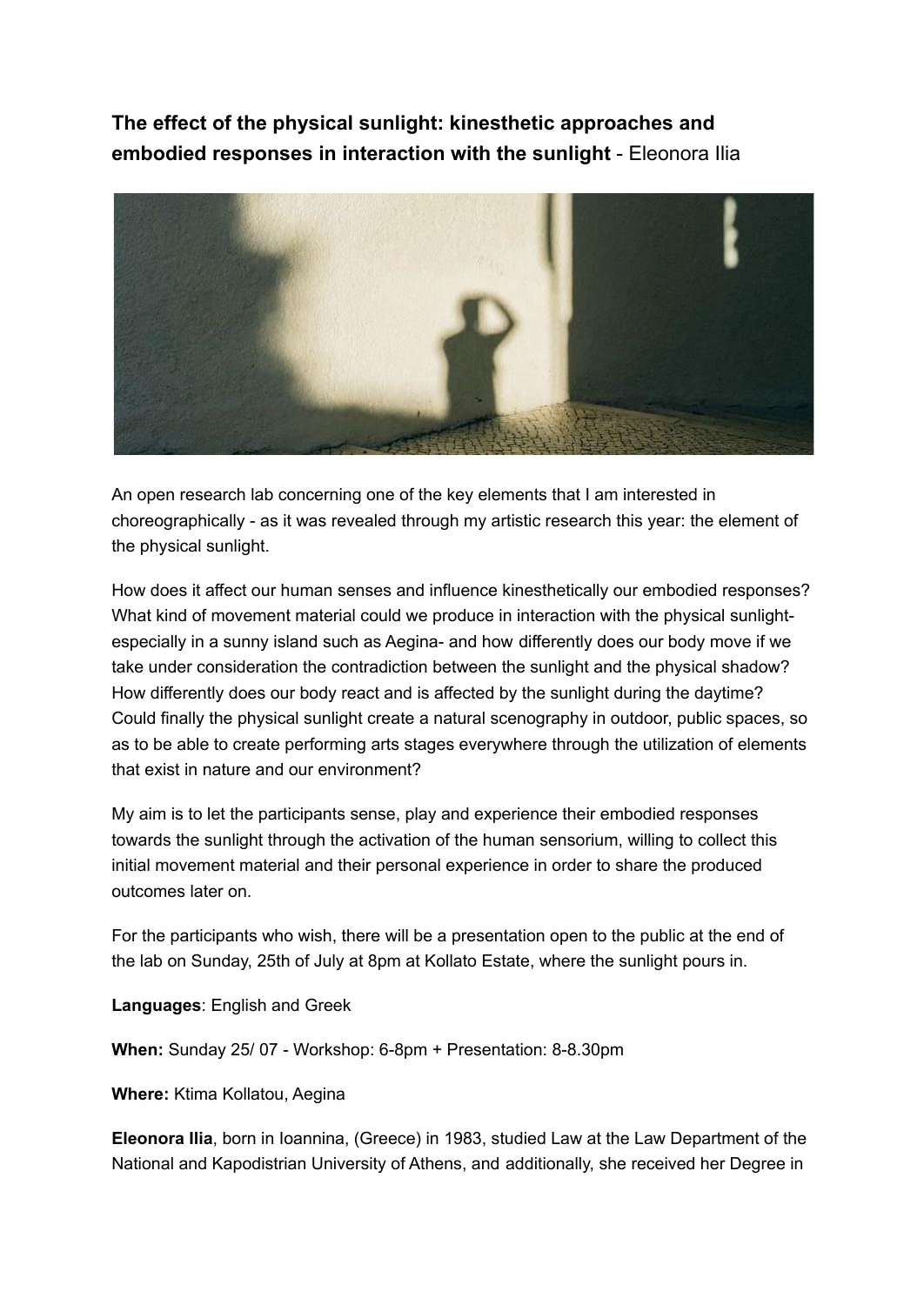**The effect of the physical sunlight: kinesthetic approaches and embodied responses in interaction with the sunlight** - Eleonora Ilia

An open research lab concerning one of the key elements that I am interested in choreographically - as it was revealed through my artistic research this year: the element of the physical sunlight.

How does it affect our human senses and influence kinesthetically our embodied responses? What kind of movement material could we produce in interaction with the physical sunlight- especially in a sunny island such as Aegina- and how differently does our body move if we take under consideration the contradiction between the sunlight and the physical shadow? How differently does our body react and is affected by the sunlight during the daytime? Could finally the physical sunlight create a natural scenography in outdoor, public spaces, so as to be able to create performing arts stages everywhere through the utilization of elements that exist in nature and our environment?

My aim is to let the participants sense, play and experience their embodied responses towards the sunlight through the activation of the human sensorium, willing to collect this initial movement material and their personal experience in order to share the produced outcomes later on.

For the participants who wish, there will be a presentation open to the public at the end of the lab on Sunday, 25th of July at 8pm at Kollato Estate, where the sunlight pours in.

**Languages**: English and Greek

**When:** Sunday 25/ 07 - Workshop: 6-8pm + Presentation: 8-8.30pm

**Where:** Ktima Kollatou, Aegina

**Eleonora Ilia**, born in Ioannina, (Greece) in 1983, studied Law at the Law Department of the National and Kapodistrian University of Athens, and additionally, she received her Degree in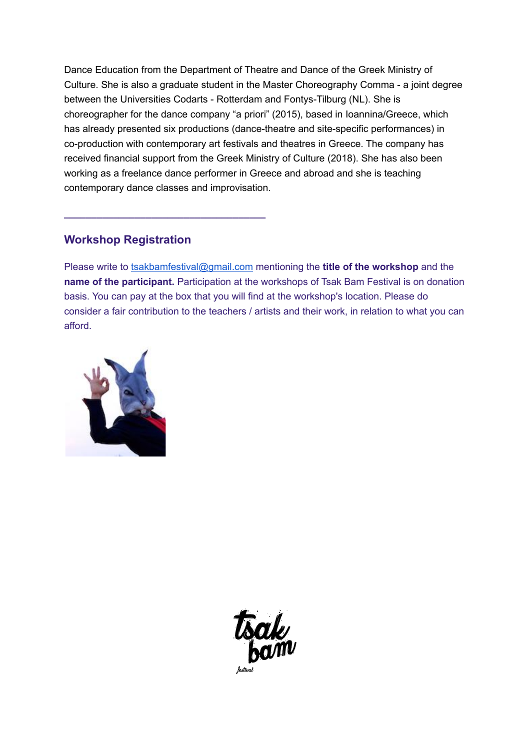Dance Education from the Department of Theatre and Dance of the Greek Ministry of Culture. She is also a graduate student in the Master Choreography Comma - a joint degree between the Universities Codarts - Rotterdam and Fontys-Tilburg (NL). She is choreographer for the dance company “a priori” (2015), based in Ioannina/Greece, which has already presented six productions (dance-theatre and site-specific performances) in co-production with contemporary art festivals and theatres in Greece. The company has received financial support from the Greek Ministry of Culture (2018). She has also been working as a freelance dance performer in Greece and abroad and she is teaching contemporary dance classes and improvisation.

---

## Workshop Registration

Please write to tsakbamfestival@gmail.com mentioning the **title of the workshop** and the **name of the participant.** Participation at the workshops of Tsak Bam Festival is on donation basis. You can pay at the box that you will find at the workshop's location. Please do consider a fair contribution to the teachers / artists and their work, in relation to what you can afford.